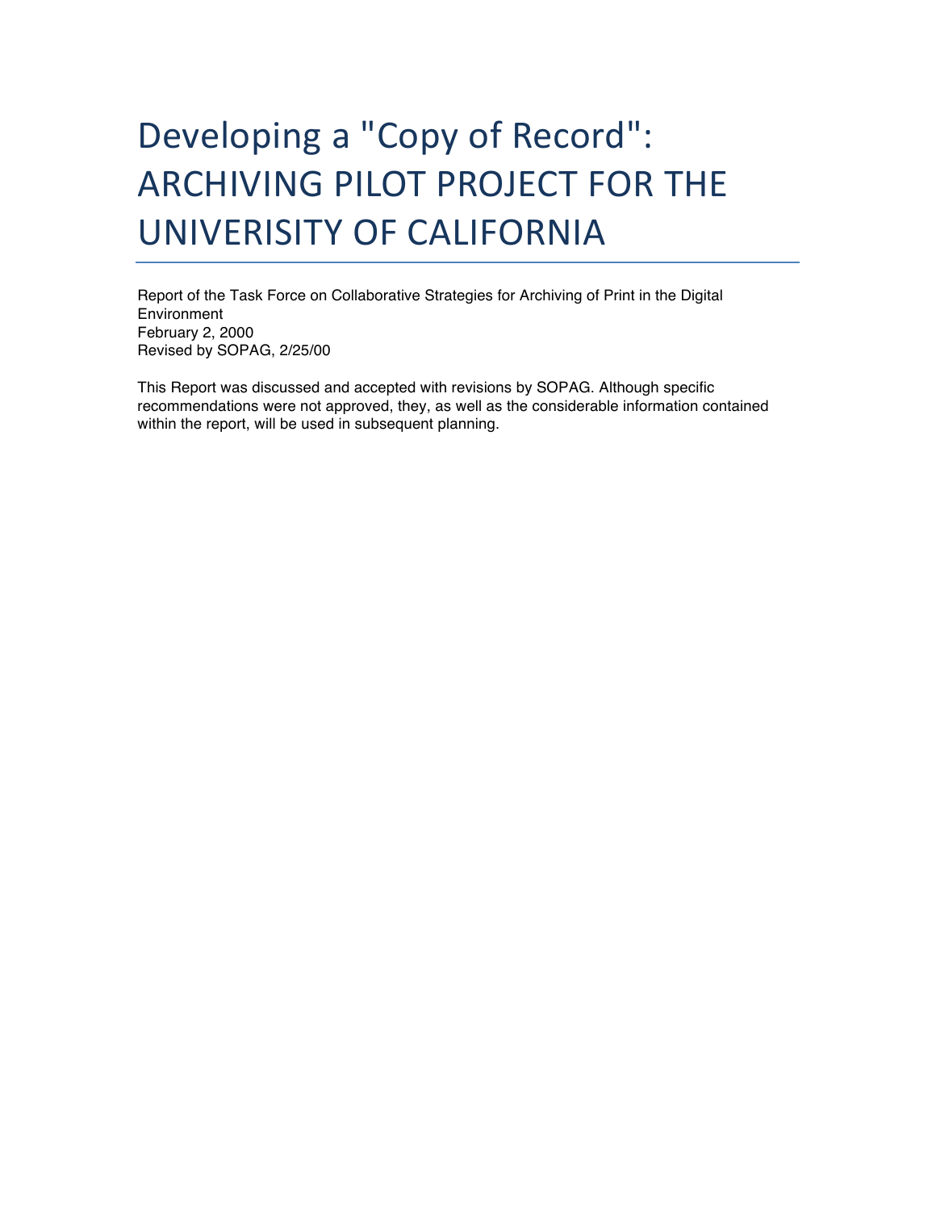# Developing a "Copy of Record": ARCHIVING PILOT PROJECT FOR THE UNIVERISITY OF CALIFORNIA

Report of the Task Force on Collaborative Strategies for Archiving of Print in the Digital Environment
February 2, 2000
Revised by SOPAG, 2/25/00

This Report was discussed and accepted with revisions by SOPAG. Although specific recommendations were not approved, they, as well as the considerable information contained within the report, will be used in subsequent planning.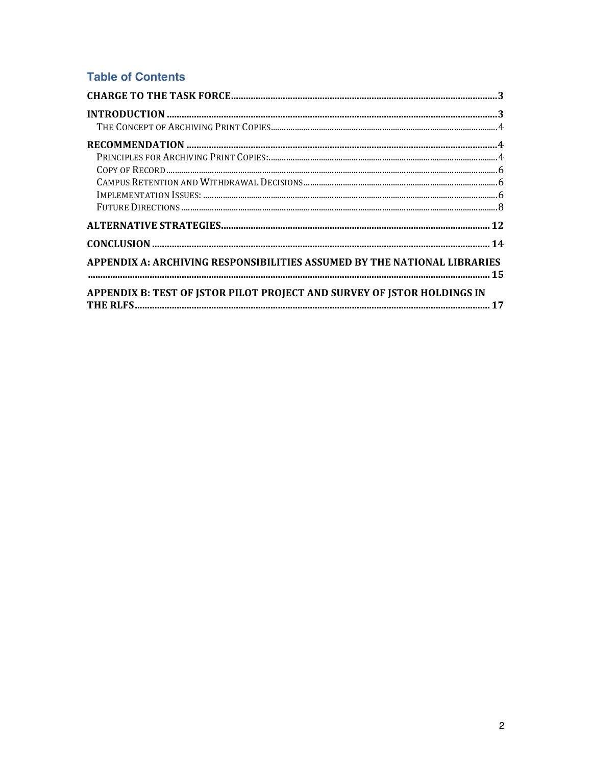## Table of Contents

- **CHARGE TO THE TASK FORCE** ..... 3
- **INTRODUCTION** ..... 3
  - THE CONCEPT OF ARCHIVING PRINT COPIES ..... 4
- **RECOMMENDATION** ..... 4
  - PRINCIPLES FOR ARCHIVING PRINT COPIES: ..... 4
  - COPY OF RECORD ..... 6
  - CAMPUS RETENTION AND WITHDRAWAL DECISIONS ..... 6
  - IMPLEMENTATION ISSUES: ..... 6
  - FUTURE DIRECTIONS ..... 8
- **ALTERNATIVE STRATEGIES** ..... 12
- **CONCLUSION** ..... 14
- **APPENDIX A: ARCHIVING RESPONSIBILITIES ASSUMED BY THE NATIONAL LIBRARIES** ..... 15
- **APPENDIX B: TEST OF JSTOR PILOT PROJECT AND SURVEY OF JSTOR HOLDINGS IN THE RLFS** ..... 17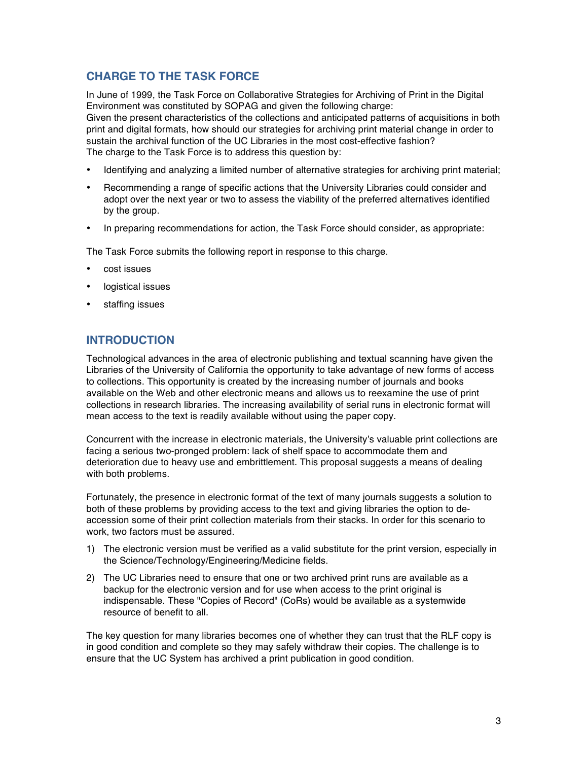## CHARGE TO THE TASK FORCE

In June of 1999, the Task Force on Collaborative Strategies for Archiving of Print in the Digital Environment was constituted by SOPAG and given the following charge:
Given the present characteristics of the collections and anticipated patterns of acquisitions in both print and digital formats, how should our strategies for archiving print material change in order to sustain the archival function of the UC Libraries in the most cost-effective fashion?
The charge to the Task Force is to address this question by:

- Identifying and analyzing a limited number of alternative strategies for archiving print material;
- Recommending a range of specific actions that the University Libraries could consider and adopt over the next year or two to assess the viability of the preferred alternatives identified by the group.
- In preparing recommendations for action, the Task Force should consider, as appropriate:

The Task Force submits the following report in response to this charge.

- cost issues
- logistical issues
- staffing issues

## INTRODUCTION

Technological advances in the area of electronic publishing and textual scanning have given the Libraries of the University of California the opportunity to take advantage of new forms of access to collections. This opportunity is created by the increasing number of journals and books available on the Web and other electronic means and allows us to reexamine the use of print collections in research libraries. The increasing availability of serial runs in electronic format will mean access to the text is readily available without using the paper copy.

Concurrent with the increase in electronic materials, the University's valuable print collections are facing a serious two-pronged problem: lack of shelf space to accommodate them and deterioration due to heavy use and embrittlement. This proposal suggests a means of dealing with both problems.

Fortunately, the presence in electronic format of the text of many journals suggests a solution to both of these problems by providing access to the text and giving libraries the option to de-accession some of their print collection materials from their stacks. In order for this scenario to work, two factors must be assured.

1) The electronic version must be verified as a valid substitute for the print version, especially in the Science/Technology/Engineering/Medicine fields.
2) The UC Libraries need to ensure that one or two archived print runs are available as a backup for the electronic version and for use when access to the print original is indispensable. These "Copies of Record" (CoRs) would be available as a systemwide resource of benefit to all.

The key question for many libraries becomes one of whether they can trust that the RLF copy is in good condition and complete so they may safely withdraw their copies. The challenge is to ensure that the UC System has archived a print publication in good condition.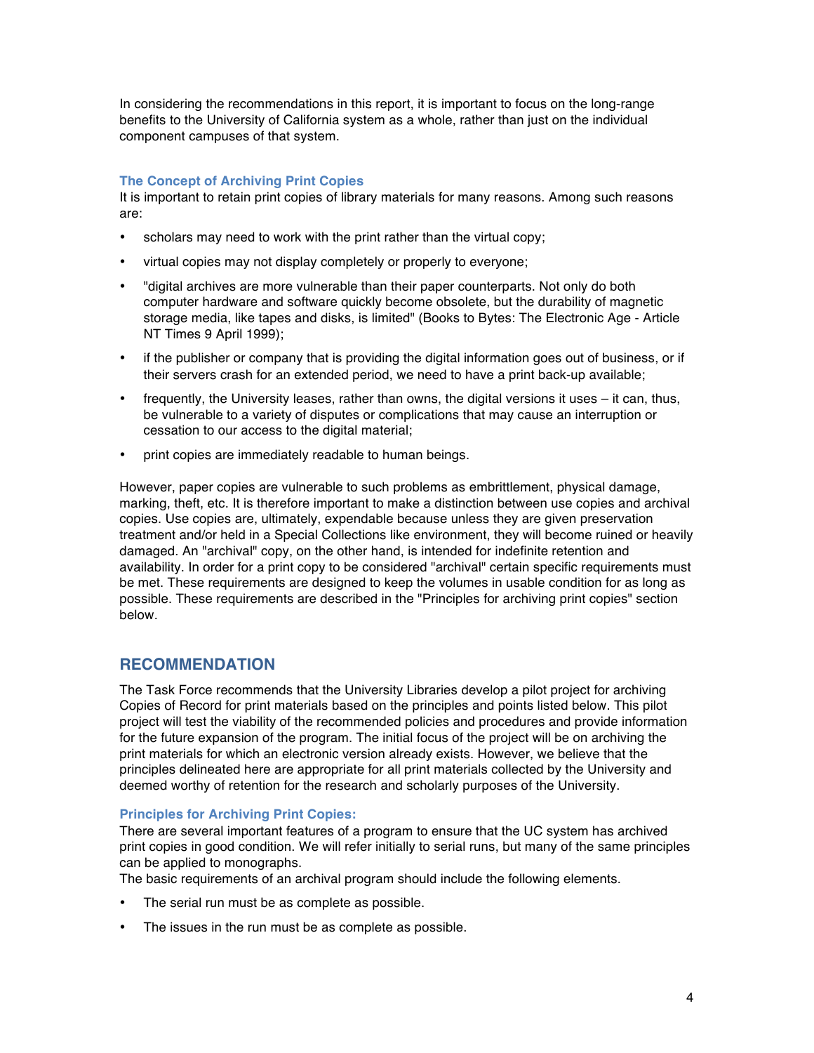In considering the recommendations in this report, it is important to focus on the long-range benefits to the University of California system as a whole, rather than just on the individual component campuses of that system.

### The Concept of Archiving Print Copies

It is important to retain print copies of library materials for many reasons. Among such reasons are:

- scholars may need to work with the print rather than the virtual copy;
- virtual copies may not display completely or properly to everyone;
- "digital archives are more vulnerable than their paper counterparts. Not only do both computer hardware and software quickly become obsolete, but the durability of magnetic storage media, like tapes and disks, is limited" (Books to Bytes: The Electronic Age - Article NT Times 9 April 1999);
- if the publisher or company that is providing the digital information goes out of business, or if their servers crash for an extended period, we need to have a print back-up available;
- frequently, the University leases, rather than owns, the digital versions it uses – it can, thus, be vulnerable to a variety of disputes or complications that may cause an interruption or cessation to our access to the digital material;
- print copies are immediately readable to human beings.

However, paper copies are vulnerable to such problems as embrittlement, physical damage, marking, theft, etc. It is therefore important to make a distinction between use copies and archival copies. Use copies are, ultimately, expendable because unless they are given preservation treatment and/or held in a Special Collections like environment, they will become ruined or heavily damaged. An "archival" copy, on the other hand, is intended for indefinite retention and availability. In order for a print copy to be considered "archival" certain specific requirements must be met. These requirements are designed to keep the volumes in usable condition for as long as possible. These requirements are described in the "Principles for archiving print copies" section below.

## RECOMMENDATION

The Task Force recommends that the University Libraries develop a pilot project for archiving Copies of Record for print materials based on the principles and points listed below. This pilot project will test the viability of the recommended policies and procedures and provide information for the future expansion of the program. The initial focus of the project will be on archiving the print materials for which an electronic version already exists. However, we believe that the principles delineated here are appropriate for all print materials collected by the University and deemed worthy of retention for the research and scholarly purposes of the University.

### Principles for Archiving Print Copies:

There are several important features of a program to ensure that the UC system has archived print copies in good condition. We will refer initially to serial runs, but many of the same principles can be applied to monographs.

The basic requirements of an archival program should include the following elements.

- The serial run must be as complete as possible.
- The issues in the run must be as complete as possible.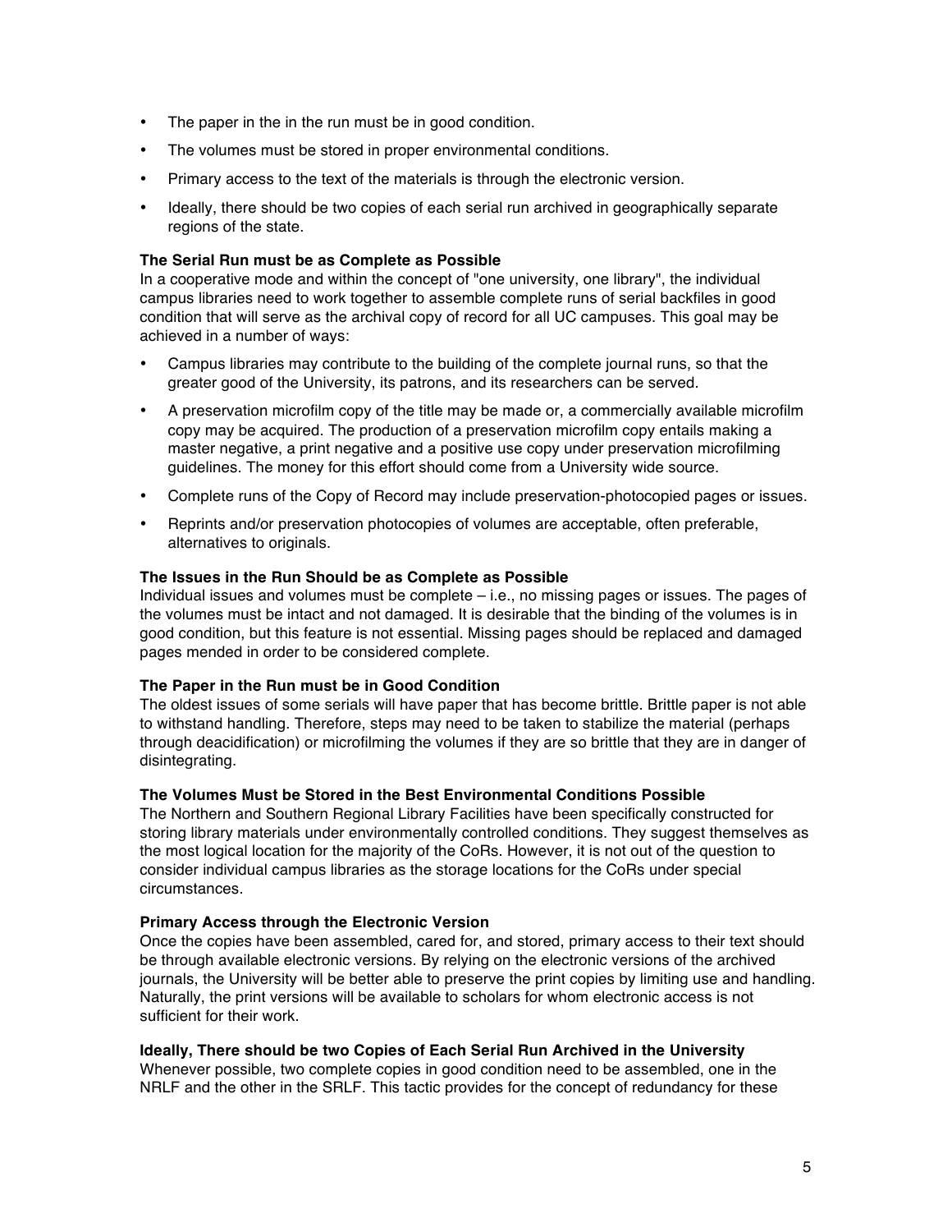- The paper in the in the run must be in good condition.
- The volumes must be stored in proper environmental conditions.
- Primary access to the text of the materials is through the electronic version.
- Ideally, there should be two copies of each serial run archived in geographically separate regions of the state.

**The Serial Run must be as Complete as Possible**
In a cooperative mode and within the concept of "one university, one library", the individual campus libraries need to work together to assemble complete runs of serial backfiles in good condition that will serve as the archival copy of record for all UC campuses. This goal may be achieved in a number of ways:

- Campus libraries may contribute to the building of the complete journal runs, so that the greater good of the University, its patrons, and its researchers can be served.
- A preservation microfilm copy of the title may be made or, a commercially available microfilm copy may be acquired. The production of a preservation microfilm copy entails making a master negative, a print negative and a positive use copy under preservation microfilming guidelines. The money for this effort should come from a University wide source.
- Complete runs of the Copy of Record may include preservation-photocopied pages or issues.
- Reprints and/or preservation photocopies of volumes are acceptable, often preferable, alternatives to originals.

**The Issues in the Run Should be as Complete as Possible**
Individual issues and volumes must be complete – i.e., no missing pages or issues. The pages of the volumes must be intact and not damaged. It is desirable that the binding of the volumes is in good condition, but this feature is not essential. Missing pages should be replaced and damaged pages mended in order to be considered complete.

**The Paper in the Run must be in Good Condition**
The oldest issues of some serials will have paper that has become brittle. Brittle paper is not able to withstand handling. Therefore, steps may need to be taken to stabilize the material (perhaps through deacidification) or microfilming the volumes if they are so brittle that they are in danger of disintegrating.

**The Volumes Must be Stored in the Best Environmental Conditions Possible**
The Northern and Southern Regional Library Facilities have been specifically constructed for storing library materials under environmentally controlled conditions. They suggest themselves as the most logical location for the majority of the CoRs. However, it is not out of the question to consider individual campus libraries as the storage locations for the CoRs under special circumstances.

**Primary Access through the Electronic Version**
Once the copies have been assembled, cared for, and stored, primary access to their text should be through available electronic versions. By relying on the electronic versions of the archived journals, the University will be better able to preserve the print copies by limiting use and handling. Naturally, the print versions will be available to scholars for whom electronic access is not sufficient for their work.

**Ideally, There should be two Copies of Each Serial Run Archived in the University**
Whenever possible, two complete copies in good condition need to be assembled, one in the NRLF and the other in the SRLF. This tactic provides for the concept of redundancy for these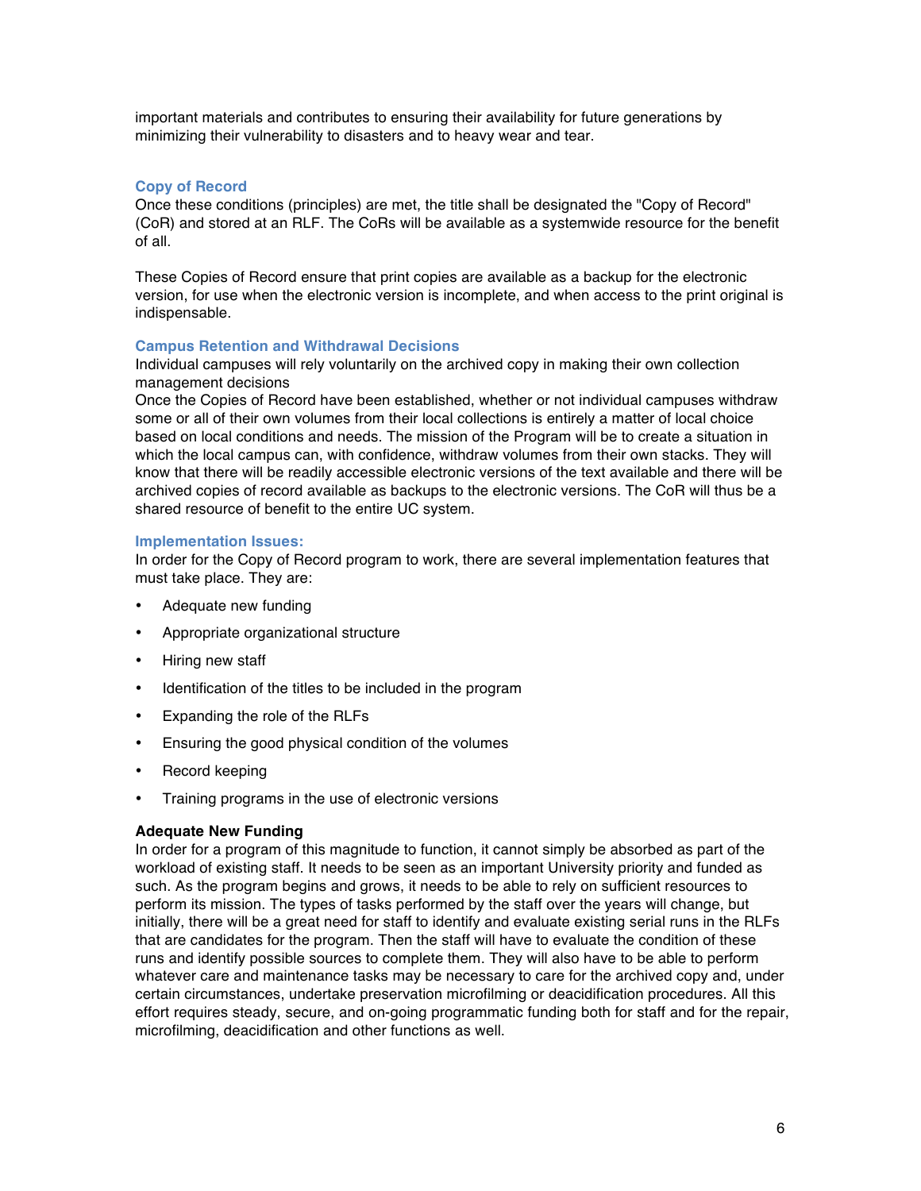important materials and contributes to ensuring their availability for future generations by minimizing their vulnerability to disasters and to heavy wear and tear.

### Copy of Record

Once these conditions (principles) are met, the title shall be designated the "Copy of Record" (CoR) and stored at an RLF. The CoRs will be available as a systemwide resource for the benefit of all.

These Copies of Record ensure that print copies are available as a backup for the electronic version, for use when the electronic version is incomplete, and when access to the print original is indispensable.

### Campus Retention and Withdrawal Decisions

Individual campuses will rely voluntarily on the archived copy in making their own collection management decisions

Once the Copies of Record have been established, whether or not individual campuses withdraw some or all of their own volumes from their local collections is entirely a matter of local choice based on local conditions and needs. The mission of the Program will be to create a situation in which the local campus can, with confidence, withdraw volumes from their own stacks. They will know that there will be readily accessible electronic versions of the text available and there will be archived copies of record available as backups to the electronic versions. The CoR will thus be a shared resource of benefit to the entire UC system.

### Implementation Issues:

In order for the Copy of Record program to work, there are several implementation features that must take place. They are:

- Adequate new funding
- Appropriate organizational structure
- Hiring new staff
- Identification of the titles to be included in the program
- Expanding the role of the RLFs
- Ensuring the good physical condition of the volumes
- Record keeping
- Training programs in the use of electronic versions

**Adequate New Funding**

In order for a program of this magnitude to function, it cannot simply be absorbed as part of the workload of existing staff. It needs to be seen as an important University priority and funded as such. As the program begins and grows, it needs to be able to rely on sufficient resources to perform its mission. The types of tasks performed by the staff over the years will change, but initially, there will be a great need for staff to identify and evaluate existing serial runs in the RLFs that are candidates for the program. Then the staff will have to evaluate the condition of these runs and identify possible sources to complete them. They will also have to be able to perform whatever care and maintenance tasks may be necessary to care for the archived copy and, under certain circumstances, undertake preservation microfilming or deacidification procedures. All this effort requires steady, secure, and on-going programmatic funding both for staff and for the repair, microfilming, deacidification and other functions as well.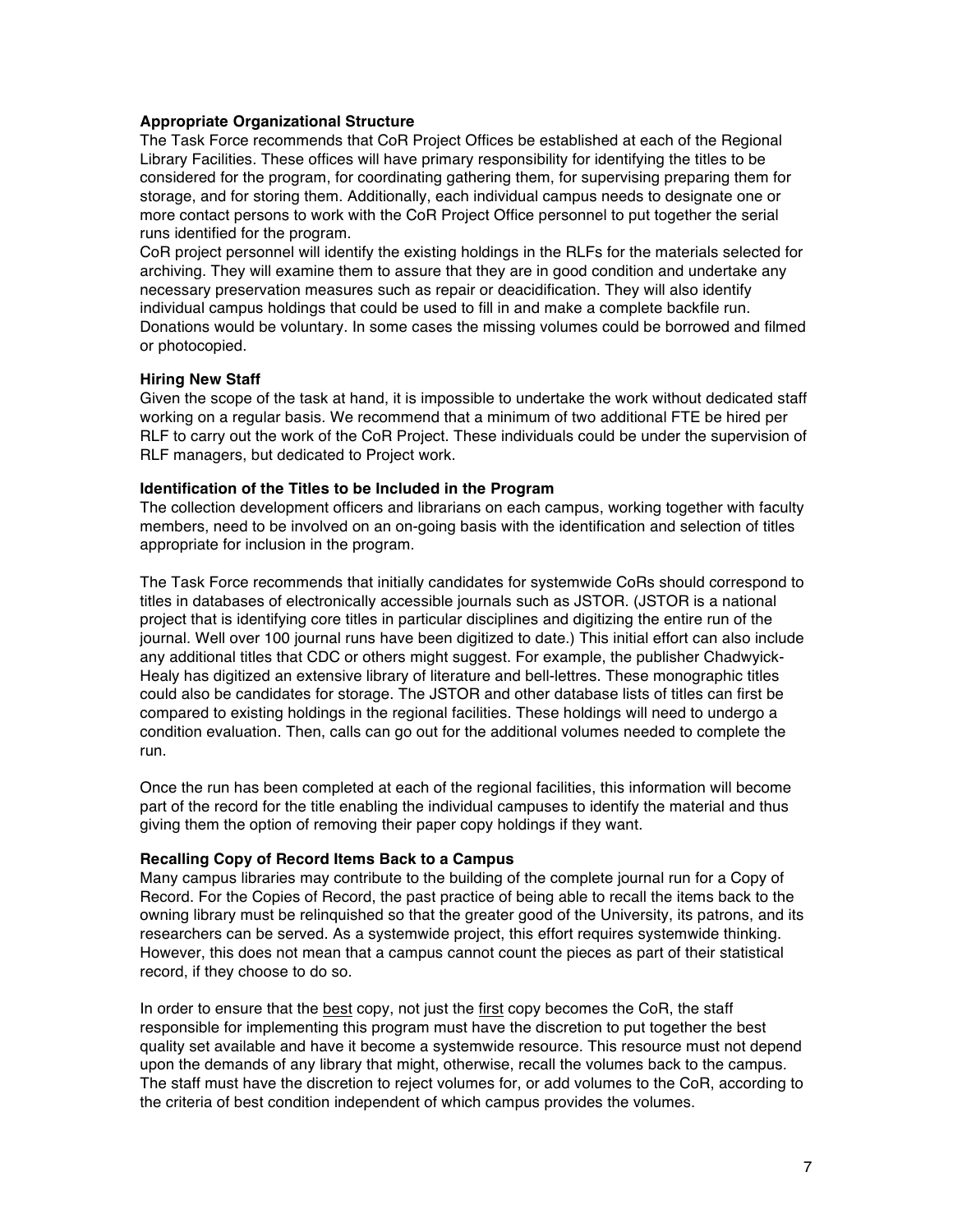**Appropriate Organizational Structure**

The Task Force recommends that CoR Project Offices be established at each of the Regional Library Facilities. These offices will have primary responsibility for identifying the titles to be considered for the program, for coordinating gathering them, for supervising preparing them for storage, and for storing them. Additionally, each individual campus needs to designate one or more contact persons to work with the CoR Project Office personnel to put together the serial runs identified for the program.

CoR project personnel will identify the existing holdings in the RLFs for the materials selected for archiving. They will examine them to assure that they are in good condition and undertake any necessary preservation measures such as repair or deacidification. They will also identify individual campus holdings that could be used to fill in and make a complete backfile run. Donations would be voluntary. In some cases the missing volumes could be borrowed and filmed or photocopied.

**Hiring New Staff**

Given the scope of the task at hand, it is impossible to undertake the work without dedicated staff working on a regular basis. We recommend that a minimum of two additional FTE be hired per RLF to carry out the work of the CoR Project. These individuals could be under the supervision of RLF managers, but dedicated to Project work.

**Identification of the Titles to be Included in the Program**

The collection development officers and librarians on each campus, working together with faculty members, need to be involved on an on-going basis with the identification and selection of titles appropriate for inclusion in the program.

The Task Force recommends that initially candidates for systemwide CoRs should correspond to titles in databases of electronically accessible journals such as JSTOR. (JSTOR is a national project that is identifying core titles in particular disciplines and digitizing the entire run of the journal. Well over 100 journal runs have been digitized to date.) This initial effort can also include any additional titles that CDC or others might suggest. For example, the publisher Chadwyick-Healy has digitized an extensive library of literature and bell-lettres. These monographic titles could also be candidates for storage. The JSTOR and other database lists of titles can first be compared to existing holdings in the regional facilities. These holdings will need to undergo a condition evaluation. Then, calls can go out for the additional volumes needed to complete the run.

Once the run has been completed at each of the regional facilities, this information will become part of the record for the title enabling the individual campuses to identify the material and thus giving them the option of removing their paper copy holdings if they want.

**Recalling Copy of Record Items Back to a Campus**

Many campus libraries may contribute to the building of the complete journal run for a Copy of Record. For the Copies of Record, the past practice of being able to recall the items back to the owning library must be relinquished so that the greater good of the University, its patrons, and its researchers can be served. As a systemwide project, this effort requires systemwide thinking. However, this does not mean that a campus cannot count the pieces as part of their statistical record, if they choose to do so.

In order to ensure that the <u>best</u> copy, not just the <u>first</u> copy becomes the CoR, the staff responsible for implementing this program must have the discretion to put together the best quality set available and have it become a systemwide resource. This resource must not depend upon the demands of any library that might, otherwise, recall the volumes back to the campus. The staff must have the discretion to reject volumes for, or add volumes to the CoR, according to the criteria of best condition independent of which campus provides the volumes.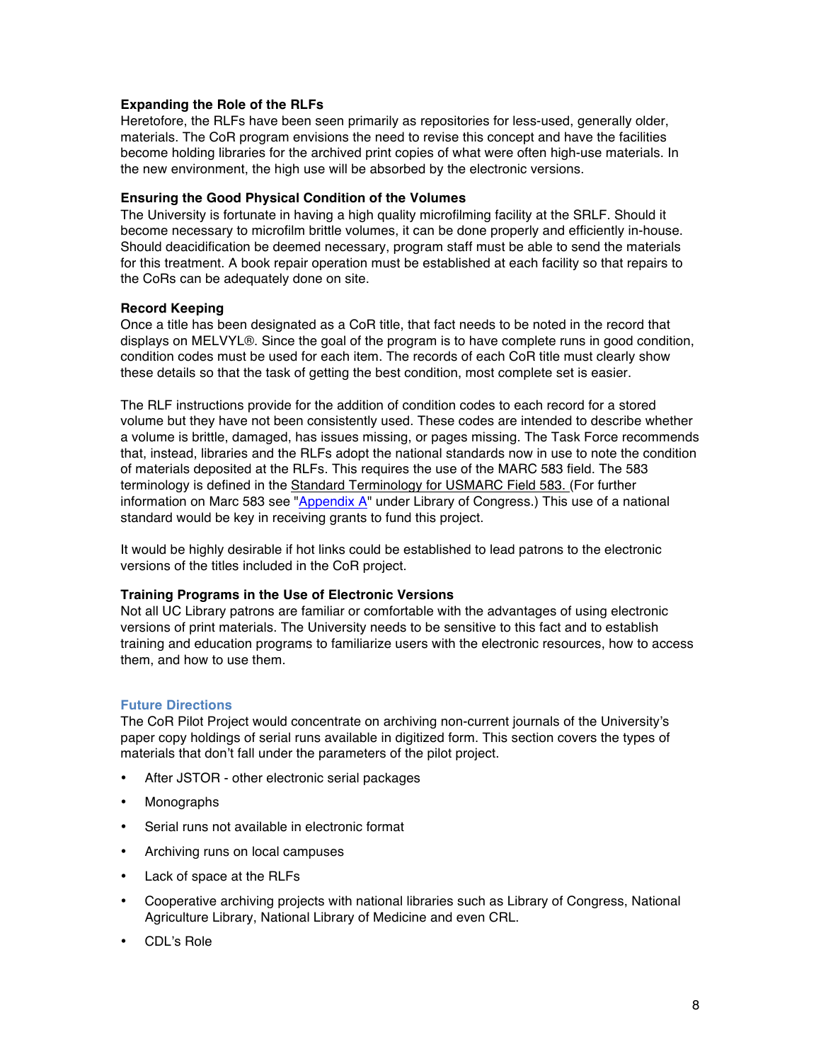### Expanding the Role of the RLFs

Heretofore, the RLFs have been seen primarily as repositories for less-used, generally older, materials. The CoR program envisions the need to revise this concept and have the facilities become holding libraries for the archived print copies of what were often high-use materials. In the new environment, the high use will be absorbed by the electronic versions.

### Ensuring the Good Physical Condition of the Volumes

The University is fortunate in having a high quality microfilming facility at the SRLF. Should it become necessary to microfilm brittle volumes, it can be done properly and efficiently in-house. Should deacidification be deemed necessary, program staff must be able to send the materials for this treatment. A book repair operation must be established at each facility so that repairs to the CoRs can be adequately done on site.

### Record Keeping

Once a title has been designated as a CoR title, that fact needs to be noted in the record that displays on MELVYL®. Since the goal of the program is to have complete runs in good condition, condition codes must be used for each item. The records of each CoR title must clearly show these details so that the task of getting the best condition, most complete set is easier.

The RLF instructions provide for the addition of condition codes to each record for a stored volume but they have not been consistently used. These codes are intended to describe whether a volume is brittle, damaged, has issues missing, or pages missing. The Task Force recommends that, instead, libraries and the RLFs adopt the national standards now in use to note the condition of materials deposited at the RLFs. This requires the use of the MARC 583 field. The 583 terminology is defined in the Standard Terminology for USMARC Field 583. (For further information on Marc 583 see "Appendix A" under Library of Congress.) This use of a national standard would be key in receiving grants to fund this project.

It would be highly desirable if hot links could be established to lead patrons to the electronic versions of the titles included in the CoR project.

### Training Programs in the Use of Electronic Versions

Not all UC Library patrons are familiar or comfortable with the advantages of using electronic versions of print materials. The University needs to be sensitive to this fact and to establish training and education programs to familiarize users with the electronic resources, how to access them, and how to use them.

## Future Directions

The CoR Pilot Project would concentrate on archiving non-current journals of the University's paper copy holdings of serial runs available in digitized form. This section covers the types of materials that don't fall under the parameters of the pilot project.

- After JSTOR - other electronic serial packages
- Monographs
- Serial runs not available in electronic format
- Archiving runs on local campuses
- Lack of space at the RLFs
- Cooperative archiving projects with national libraries such as Library of Congress, National Agriculture Library, National Library of Medicine and even CRL.
- CDL's Role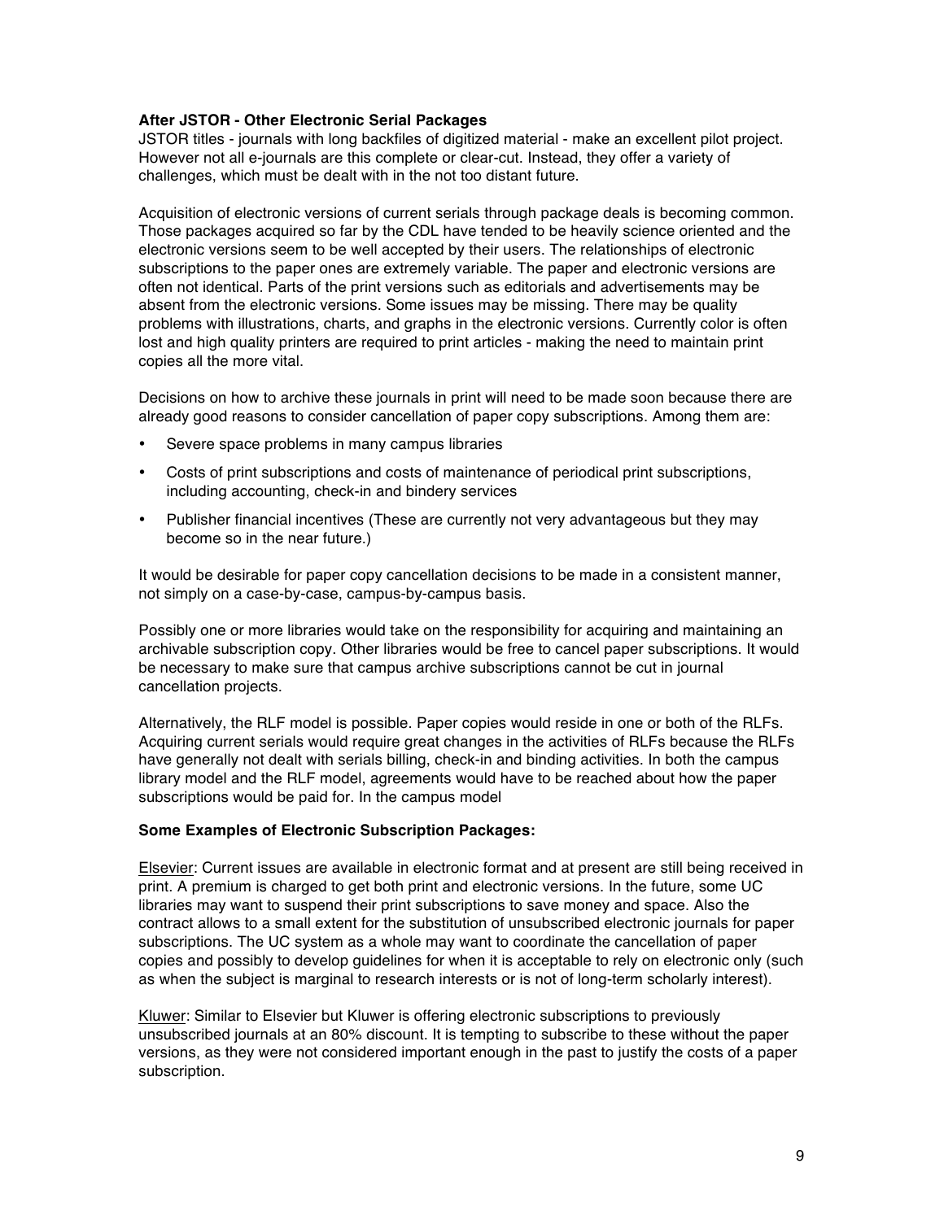**After JSTOR - Other Electronic Serial Packages**

JSTOR titles - journals with long backfiles of digitized material - make an excellent pilot project. However not all e-journals are this complete or clear-cut. Instead, they offer a variety of challenges, which must be dealt with in the not too distant future.

Acquisition of electronic versions of current serials through package deals is becoming common. Those packages acquired so far by the CDL have tended to be heavily science oriented and the electronic versions seem to be well accepted by their users. The relationships of electronic subscriptions to the paper ones are extremely variable. The paper and electronic versions are often not identical. Parts of the print versions such as editorials and advertisements may be absent from the electronic versions. Some issues may be missing. There may be quality problems with illustrations, charts, and graphs in the electronic versions. Currently color is often lost and high quality printers are required to print articles - making the need to maintain print copies all the more vital.

Decisions on how to archive these journals in print will need to be made soon because there are already good reasons to consider cancellation of paper copy subscriptions. Among them are:

- Severe space problems in many campus libraries
- Costs of print subscriptions and costs of maintenance of periodical print subscriptions, including accounting, check-in and bindery services
- Publisher financial incentives (These are currently not very advantageous but they may become so in the near future.)

It would be desirable for paper copy cancellation decisions to be made in a consistent manner, not simply on a case-by-case, campus-by-campus basis.

Possibly one or more libraries would take on the responsibility for acquiring and maintaining an archivable subscription copy. Other libraries would be free to cancel paper subscriptions. It would be necessary to make sure that campus archive subscriptions cannot be cut in journal cancellation projects.

Alternatively, the RLF model is possible. Paper copies would reside in one or both of the RLFs. Acquiring current serials would require great changes in the activities of RLFs because the RLFs have generally not dealt with serials billing, check-in and binding activities. In both the campus library model and the RLF model, agreements would have to be reached about how the paper subscriptions would be paid for. In the campus model

**Some Examples of Electronic Subscription Packages:**

Elsevier: Current issues are available in electronic format and at present are still being received in print. A premium is charged to get both print and electronic versions. In the future, some UC libraries may want to suspend their print subscriptions to save money and space. Also the contract allows to a small extent for the substitution of unsubscribed electronic journals for paper subscriptions. The UC system as a whole may want to coordinate the cancellation of paper copies and possibly to develop guidelines for when it is acceptable to rely on electronic only (such as when the subject is marginal to research interests or is not of long-term scholarly interest).

Kluwer: Similar to Elsevier but Kluwer is offering electronic subscriptions to previously unsubscribed journals at an 80% discount. It is tempting to subscribe to these without the paper versions, as they were not considered important enough in the past to justify the costs of a paper subscription.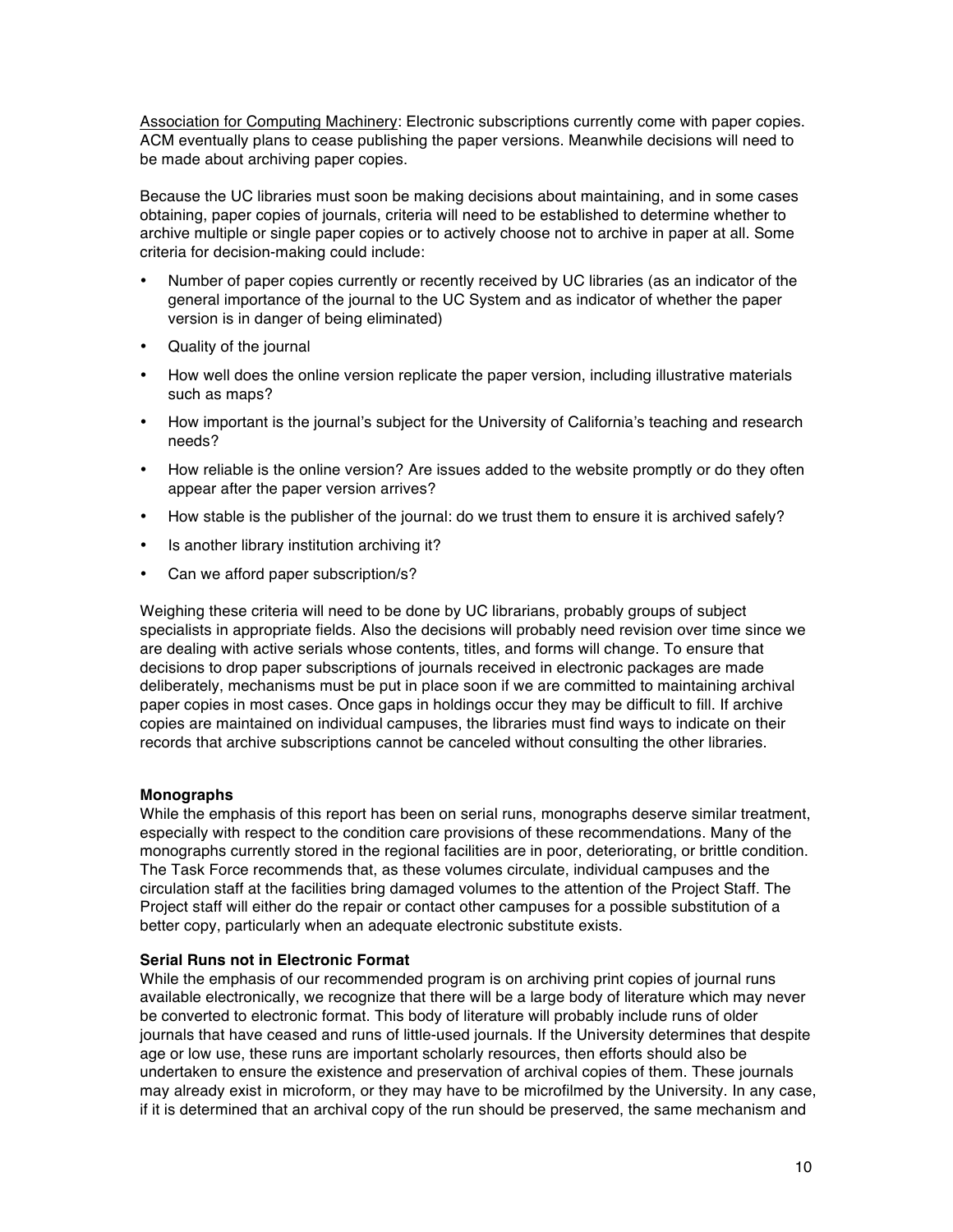Association for Computing Machinery: Electronic subscriptions currently come with paper copies. ACM eventually plans to cease publishing the paper versions. Meanwhile decisions will need to be made about archiving paper copies.

Because the UC libraries must soon be making decisions about maintaining, and in some cases obtaining, paper copies of journals, criteria will need to be established to determine whether to archive multiple or single paper copies or to actively choose not to archive in paper at all. Some criteria for decision-making could include:

- Number of paper copies currently or recently received by UC libraries (as an indicator of the general importance of the journal to the UC System and as indicator of whether the paper version is in danger of being eliminated)
- Quality of the journal
- How well does the online version replicate the paper version, including illustrative materials such as maps?
- How important is the journal's subject for the University of California's teaching and research needs?
- How reliable is the online version? Are issues added to the website promptly or do they often appear after the paper version arrives?
- How stable is the publisher of the journal: do we trust them to ensure it is archived safely?
- Is another library institution archiving it?
- Can we afford paper subscription/s?

Weighing these criteria will need to be done by UC librarians, probably groups of subject specialists in appropriate fields. Also the decisions will probably need revision over time since we are dealing with active serials whose contents, titles, and forms will change. To ensure that decisions to drop paper subscriptions of journals received in electronic packages are made deliberately, mechanisms must be put in place soon if we are committed to maintaining archival paper copies in most cases. Once gaps in holdings occur they may be difficult to fill. If archive copies are maintained on individual campuses, the libraries must find ways to indicate on their records that archive subscriptions cannot be canceled without consulting the other libraries.

**Monographs**

While the emphasis of this report has been on serial runs, monographs deserve similar treatment, especially with respect to the condition care provisions of these recommendations. Many of the monographs currently stored in the regional facilities are in poor, deteriorating, or brittle condition. The Task Force recommends that, as these volumes circulate, individual campuses and the circulation staff at the facilities bring damaged volumes to the attention of the Project Staff. The Project staff will either do the repair or contact other campuses for a possible substitution of a better copy, particularly when an adequate electronic substitute exists.

**Serial Runs not in Electronic Format**

While the emphasis of our recommended program is on archiving print copies of journal runs available electronically, we recognize that there will be a large body of literature which may never be converted to electronic format. This body of literature will probably include runs of older journals that have ceased and runs of little-used journals. If the University determines that despite age or low use, these runs are important scholarly resources, then efforts should also be undertaken to ensure the existence and preservation of archival copies of them. These journals may already exist in microform, or they may have to be microfilmed by the University. In any case, if it is determined that an archival copy of the run should be preserved, the same mechanism and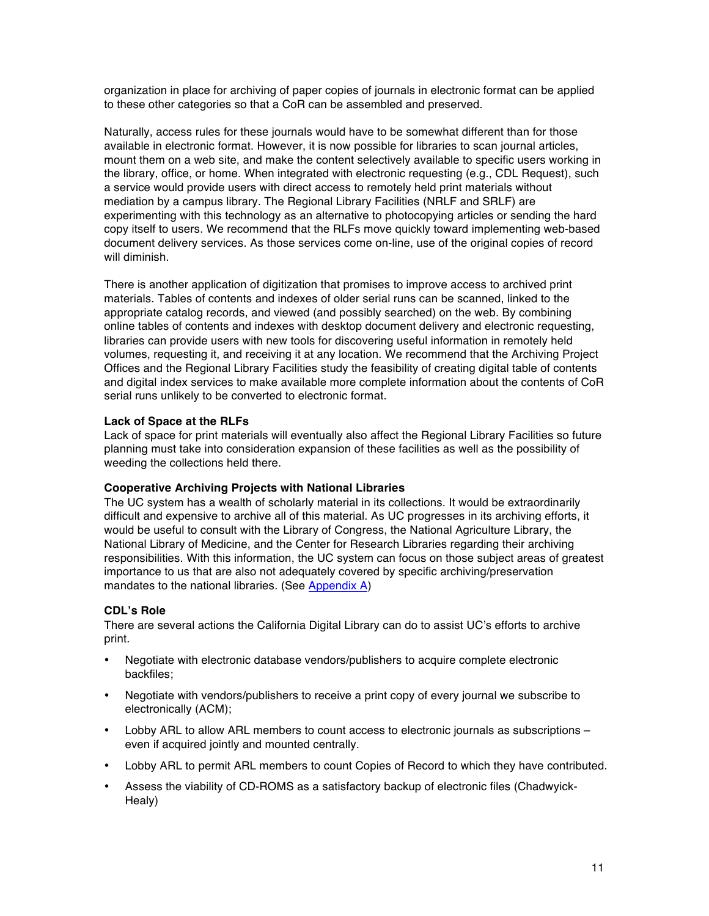organization in place for archiving of paper copies of journals in electronic format can be applied to these other categories so that a CoR can be assembled and preserved.

Naturally, access rules for these journals would have to be somewhat different than for those available in electronic format. However, it is now possible for libraries to scan journal articles, mount them on a web site, and make the content selectively available to specific users working in the library, office, or home. When integrated with electronic requesting (e.g., CDL Request), such a service would provide users with direct access to remotely held print materials without mediation by a campus library. The Regional Library Facilities (NRLF and SRLF) are experimenting with this technology as an alternative to photocopying articles or sending the hard copy itself to users. We recommend that the RLFs move quickly toward implementing web-based document delivery services. As those services come on-line, use of the original copies of record will diminish.

There is another application of digitization that promises to improve access to archived print materials. Tables of contents and indexes of older serial runs can be scanned, linked to the appropriate catalog records, and viewed (and possibly searched) on the web. By combining online tables of contents and indexes with desktop document delivery and electronic requesting, libraries can provide users with new tools for discovering useful information in remotely held volumes, requesting it, and receiving it at any location. We recommend that the Archiving Project Offices and the Regional Library Facilities study the feasibility of creating digital table of contents and digital index services to make available more complete information about the contents of CoR serial runs unlikely to be converted to electronic format.

**Lack of Space at the RLFs**

Lack of space for print materials will eventually also affect the Regional Library Facilities so future planning must take into consideration expansion of these facilities as well as the possibility of weeding the collections held there.

**Cooperative Archiving Projects with National Libraries**

The UC system has a wealth of scholarly material in its collections. It would be extraordinarily difficult and expensive to archive all of this material. As UC progresses in its archiving efforts, it would be useful to consult with the Library of Congress, the National Agriculture Library, the National Library of Medicine, and the Center for Research Libraries regarding their archiving responsibilities. With this information, the UC system can focus on those subject areas of greatest importance to us that are also not adequately covered by specific archiving/preservation mandates to the national libraries. (See Appendix A)

**CDL's Role**

There are several actions the California Digital Library can do to assist UC's efforts to archive print.

- Negotiate with electronic database vendors/publishers to acquire complete electronic backfiles;
- Negotiate with vendors/publishers to receive a print copy of every journal we subscribe to electronically (ACM);
- Lobby ARL to allow ARL members to count access to electronic journals as subscriptions – even if acquired jointly and mounted centrally.
- Lobby ARL to permit ARL members to count Copies of Record to which they have contributed.
- Assess the viability of CD-ROMS as a satisfactory backup of electronic files (Chadwyick-Healy)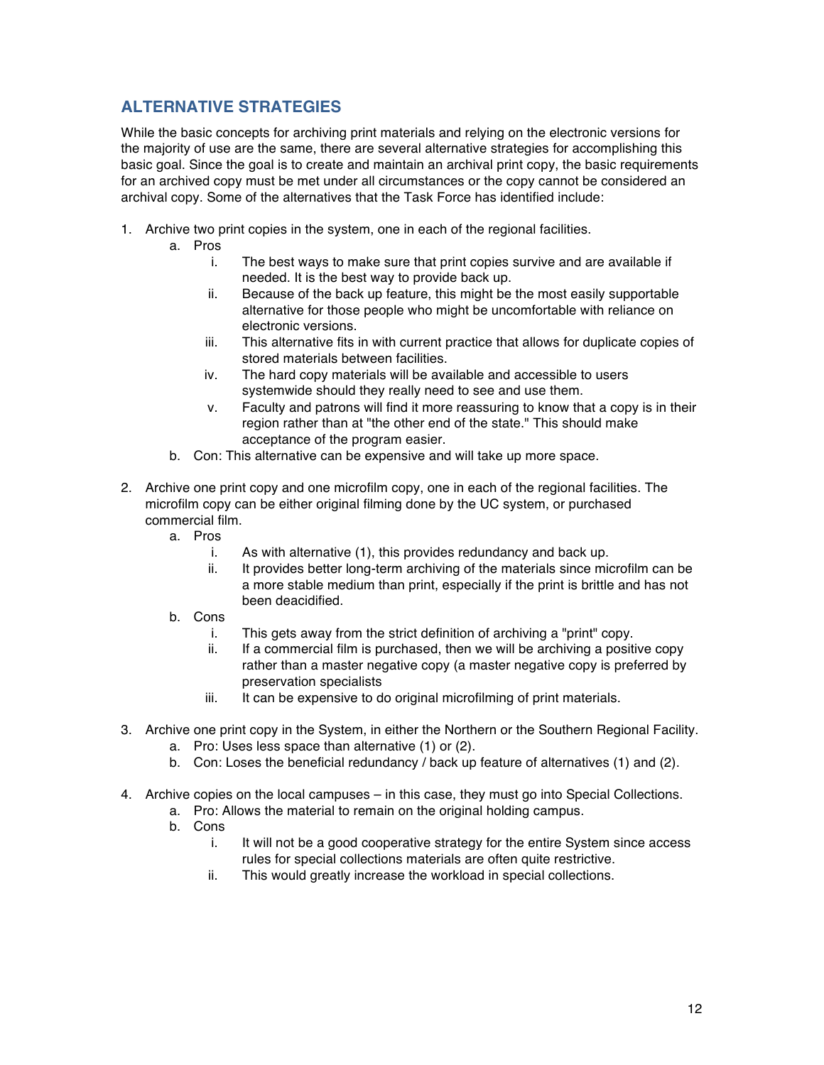## ALTERNATIVE STRATEGIES

While the basic concepts for archiving print materials and relying on the electronic versions for the majority of use are the same, there are several alternative strategies for accomplishing this basic goal. Since the goal is to create and maintain an archival print copy, the basic requirements for an archived copy must be met under all circumstances or the copy cannot be considered an archival copy. Some of the alternatives that the Task Force has identified include:

1. Archive two print copies in the system, one in each of the regional facilities.
   a. Pros
      i. The best ways to make sure that print copies survive and are available if needed. It is the best way to provide back up.
      ii. Because of the back up feature, this might be the most easily supportable alternative for those people who might be uncomfortable with reliance on electronic versions.
      iii. This alternative fits in with current practice that allows for duplicate copies of stored materials between facilities.
      iv. The hard copy materials will be available and accessible to users systemwide should they really need to see and use them.
      v. Faculty and patrons will find it more reassuring to know that a copy is in their region rather than at "the other end of the state." This should make acceptance of the program easier.
   b. Con: This alternative can be expensive and will take up more space.

2. Archive one print copy and one microfilm copy, one in each of the regional facilities. The microfilm copy can be either original filming done by the UC system, or purchased commercial film.
   a. Pros
      i. As with alternative (1), this provides redundancy and back up.
      ii. It provides better long-term archiving of the materials since microfilm can be a more stable medium than print, especially if the print is brittle and has not been deacidified.
   b. Cons
      i. This gets away from the strict definition of archiving a "print" copy.
      ii. If a commercial film is purchased, then we will be archiving a positive copy rather than a master negative copy (a master negative copy is preferred by preservation specialists
      iii. It can be expensive to do original microfilming of print materials.

3. Archive one print copy in the System, in either the Northern or the Southern Regional Facility.
   a. Pro: Uses less space than alternative (1) or (2).
   b. Con: Loses the beneficial redundancy / back up feature of alternatives (1) and (2).

4. Archive copies on the local campuses – in this case, they must go into Special Collections.
   a. Pro: Allows the material to remain on the original holding campus.
   b. Cons
      i. It will not be a good cooperative strategy for the entire System since access rules for special collections materials are often quite restrictive.
      ii. This would greatly increase the workload in special collections.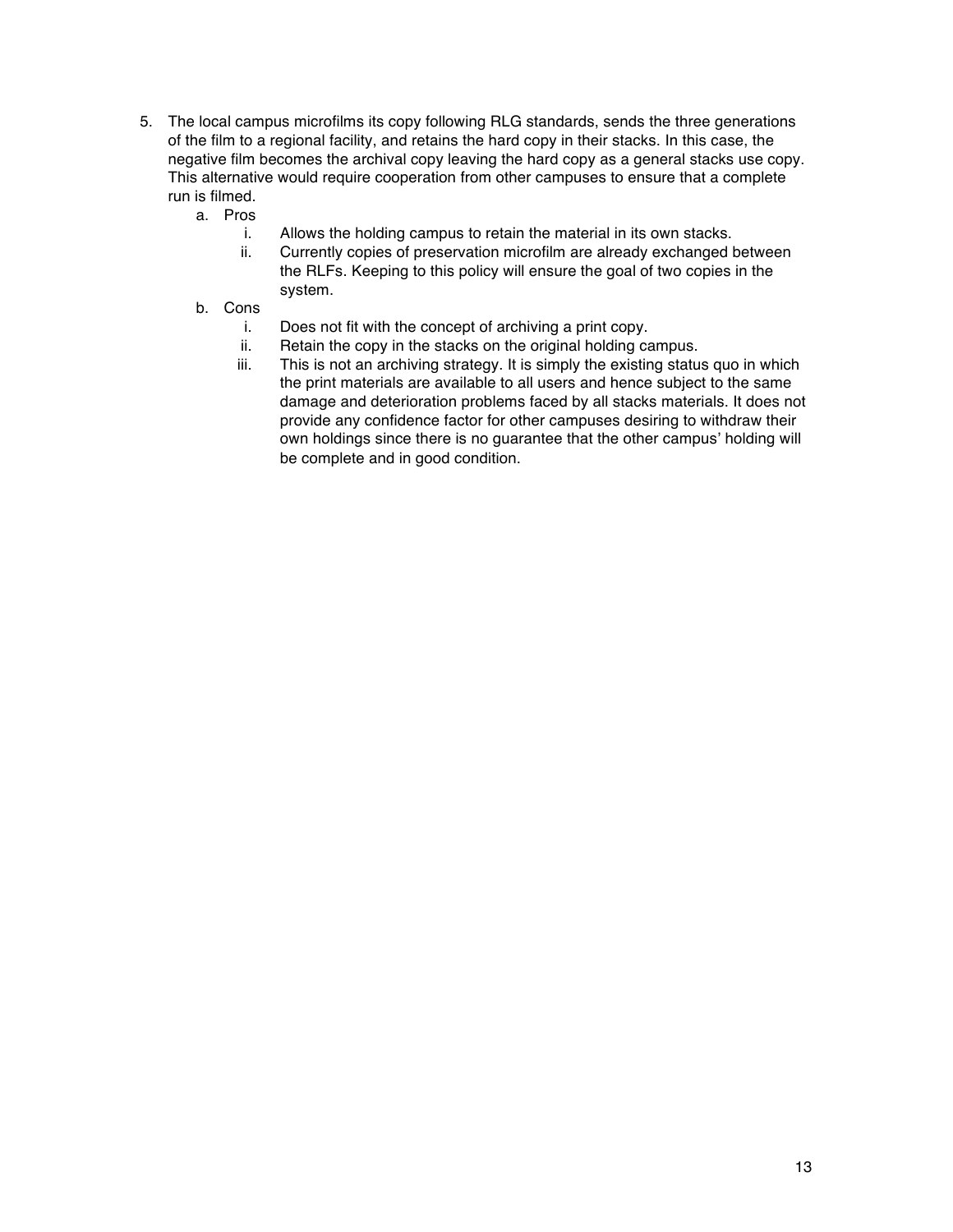5. The local campus microfilms its copy following RLG standards, sends the three generations of the film to a regional facility, and retains the hard copy in their stacks. In this case, the negative film becomes the archival copy leaving the hard copy as a general stacks use copy. This alternative would require cooperation from other campuses to ensure that a complete run is filmed.
   a. Pros
      i. Allows the holding campus to retain the material in its own stacks.
      ii. Currently copies of preservation microfilm are already exchanged between the RLFs. Keeping to this policy will ensure the goal of two copies in the system.
   b. Cons
      i. Does not fit with the concept of archiving a print copy.
      ii. Retain the copy in the stacks on the original holding campus.
      iii. This is not an archiving strategy. It is simply the existing status quo in which the print materials are available to all users and hence subject to the same damage and deterioration problems faced by all stacks materials. It does not provide any confidence factor for other campuses desiring to withdraw their own holdings since there is no guarantee that the other campus' holding will be complete and in good condition.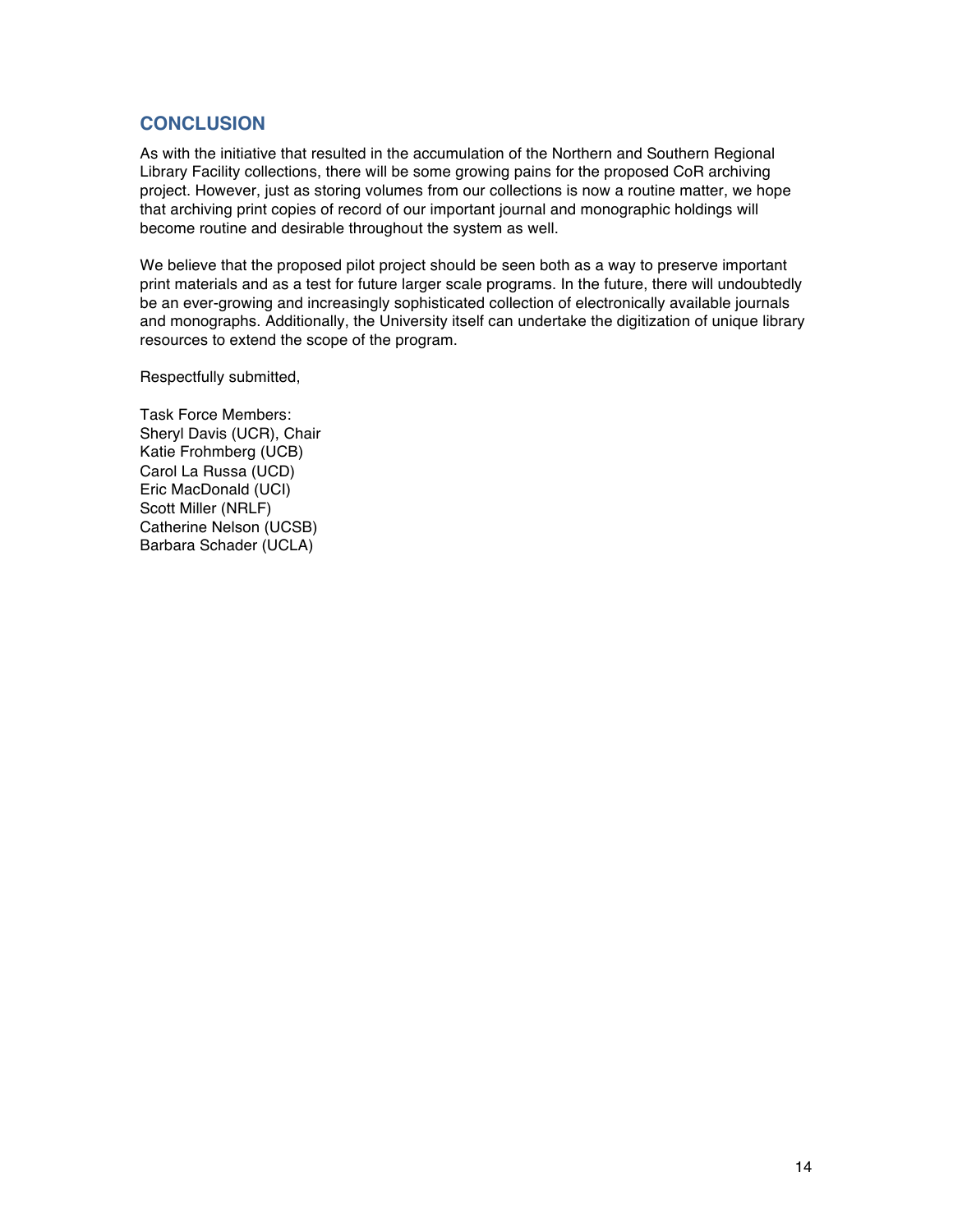## CONCLUSION

As with the initiative that resulted in the accumulation of the Northern and Southern Regional Library Facility collections, there will be some growing pains for the proposed CoR archiving project. However, just as storing volumes from our collections is now a routine matter, we hope that archiving print copies of record of our important journal and monographic holdings will become routine and desirable throughout the system as well.

We believe that the proposed pilot project should be seen both as a way to preserve important print materials and as a test for future larger scale programs. In the future, there will undoubtedly be an ever-growing and increasingly sophisticated collection of electronically available journals and monographs. Additionally, the University itself can undertake the digitization of unique library resources to extend the scope of the program.

Respectfully submitted,

Task Force Members:
Sheryl Davis (UCR), Chair
Katie Frohmberg (UCB)
Carol La Russa (UCD)
Eric MacDonald (UCI)
Scott Miller (NRLF)
Catherine Nelson (UCSB)
Barbara Schader (UCLA)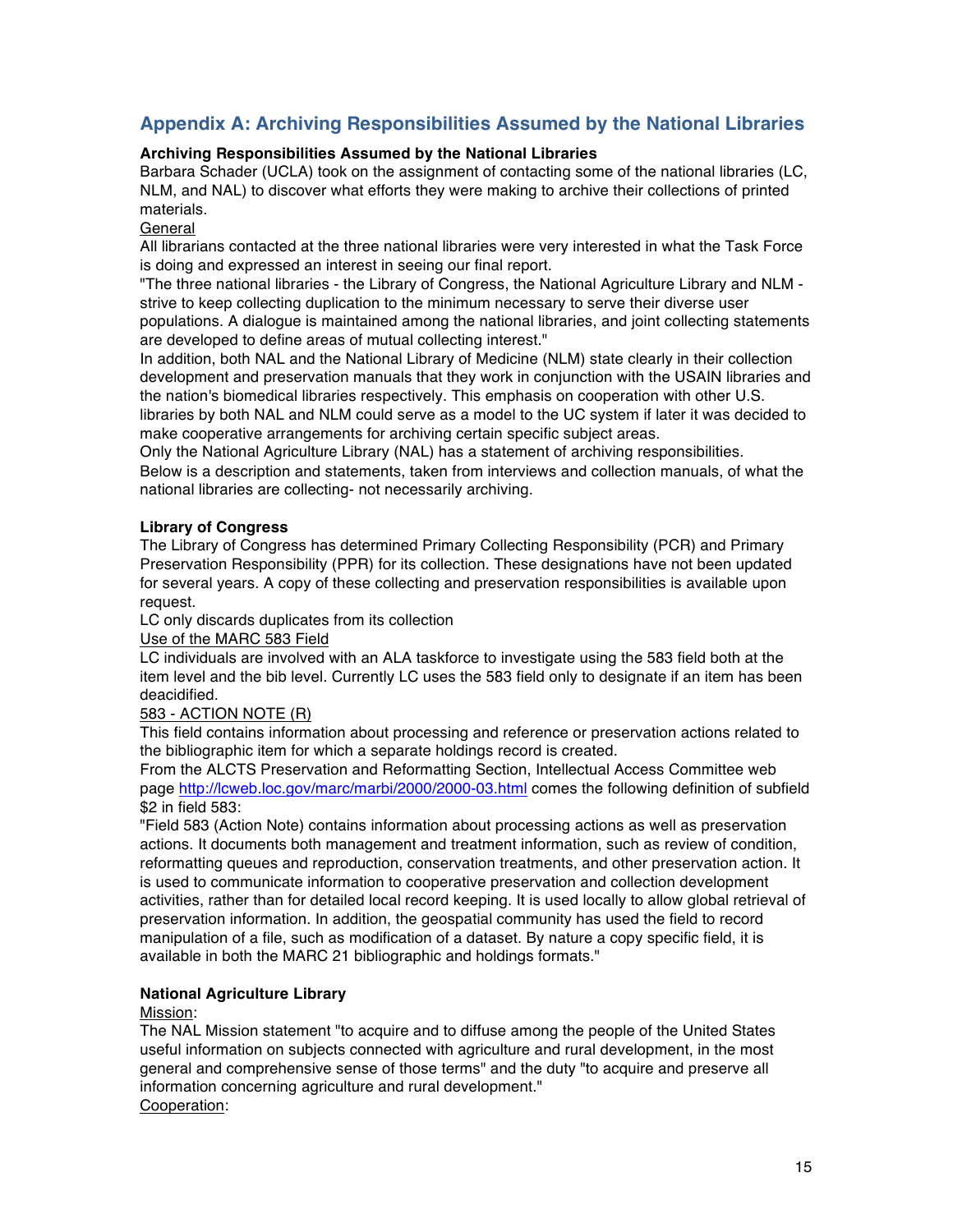## Appendix A: Archiving Responsibilities Assumed by the National Libraries

**Archiving Responsibilities Assumed by the National Libraries**

Barbara Schader (UCLA) took on the assignment of contacting some of the national libraries (LC, NLM, and NAL) to discover what efforts they were making to archive their collections of printed materials.

General

All librarians contacted at the three national libraries were very interested in what the Task Force is doing and expressed an interest in seeing our final report.

"The three national libraries - the Library of Congress, the National Agriculture Library and NLM - strive to keep collecting duplication to the minimum necessary to serve their diverse user populations. A dialogue is maintained among the national libraries, and joint collecting statements are developed to define areas of mutual collecting interest."

In addition, both NAL and the National Library of Medicine (NLM) state clearly in their collection development and preservation manuals that they work in conjunction with the USAIN libraries and the nation's biomedical libraries respectively. This emphasis on cooperation with other U.S. libraries by both NAL and NLM could serve as a model to the UC system if later it was decided to make cooperative arrangements for archiving certain specific subject areas.

Only the National Agriculture Library (NAL) has a statement of archiving responsibilities.

Below is a description and statements, taken from interviews and collection manuals, of what the national libraries are collecting- not necessarily archiving.

**Library of Congress**

The Library of Congress has determined Primary Collecting Responsibility (PCR) and Primary Preservation Responsibility (PPR) for its collection. These designations have not been updated for several years. A copy of these collecting and preservation responsibilities is available upon request.

LC only discards duplicates from its collection

Use of the MARC 583 Field

LC individuals are involved with an ALA taskforce to investigate using the 583 field both at the item level and the bib level. Currently LC uses the 583 field only to designate if an item has been deacidified.

583 - ACTION NOTE (R)

This field contains information about processing and reference or preservation actions related to the bibliographic item for which a separate holdings record is created.

From the ALCTS Preservation and Reformatting Section, Intellectual Access Committee web page http://lcweb.loc.gov/marc/marbi/2000/2000-03.html comes the following definition of subfield $2 in field 583:

"Field 583 (Action Note) contains information about processing actions as well as preservation actions. It documents both management and treatment information, such as review of condition, reformatting queues and reproduction, conservation treatments, and other preservation action. It is used to communicate information to cooperative preservation and collection development activities, rather than for detailed local record keeping. It is used locally to allow global retrieval of preservation information. In addition, the geospatial community has used the field to record manipulation of a file, such as modification of a dataset. By nature a copy specific field, it is available in both the MARC 21 bibliographic and holdings formats."

**National Agriculture Library**

Mission:

The NAL Mission statement "to acquire and to diffuse among the people of the United States useful information on subjects connected with agriculture and rural development, in the most general and comprehensive sense of those terms" and the duty "to acquire and preserve all information concerning agriculture and rural development."

Cooperation: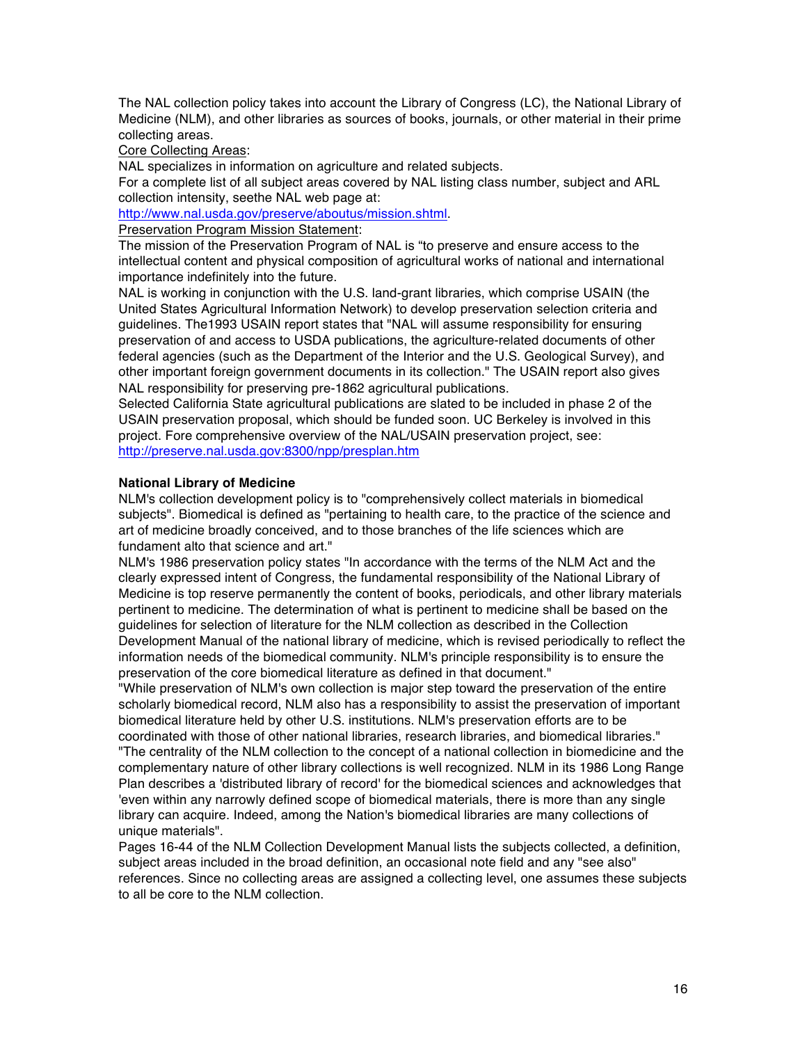The NAL collection policy takes into account the Library of Congress (LC), the National Library of Medicine (NLM), and other libraries as sources of books, journals, or other material in their prime collecting areas.

Core Collecting Areas:

NAL specializes in information on agriculture and related subjects.

For a complete list of all subject areas covered by NAL listing class number, subject and ARL collection intensity, seethe NAL web page at:

http://www.nal.usda.gov/preserve/aboutus/mission.shtml.

Preservation Program Mission Statement:

The mission of the Preservation Program of NAL is "to preserve and ensure access to the intellectual content and physical composition of agricultural works of national and international importance indefinitely into the future.

NAL is working in conjunction with the U.S. land-grant libraries, which comprise USAIN (the United States Agricultural Information Network) to develop preservation selection criteria and guidelines. The1993 USAIN report states that "NAL will assume responsibility for ensuring preservation of and access to USDA publications, the agriculture-related documents of other federal agencies (such as the Department of the Interior and the U.S. Geological Survey), and other important foreign government documents in its collection." The USAIN report also gives NAL responsibility for preserving pre-1862 agricultural publications.

Selected California State agricultural publications are slated to be included in phase 2 of the USAIN preservation proposal, which should be funded soon. UC Berkeley is involved in this project. Fore comprehensive overview of the NAL/USAIN preservation project, see: http://preserve.nal.usda.gov:8300/npp/presplan.htm

**National Library of Medicine**

NLM's collection development policy is to "comprehensively collect materials in biomedical subjects". Biomedical is defined as "pertaining to health care, to the practice of the science and art of medicine broadly conceived, and to those branches of the life sciences which are fundament alto that science and art."

NLM's 1986 preservation policy states "In accordance with the terms of the NLM Act and the clearly expressed intent of Congress, the fundamental responsibility of the National Library of Medicine is top reserve permanently the content of books, periodicals, and other library materials pertinent to medicine. The determination of what is pertinent to medicine shall be based on the guidelines for selection of literature for the NLM collection as described in the Collection Development Manual of the national library of medicine, which is revised periodically to reflect the information needs of the biomedical community. NLM's principle responsibility is to ensure the preservation of the core biomedical literature as defined in that document."

"While preservation of NLM's own collection is major step toward the preservation of the entire scholarly biomedical record, NLM also has a responsibility to assist the preservation of important biomedical literature held by other U.S. institutions. NLM's preservation efforts are to be coordinated with those of other national libraries, research libraries, and biomedical libraries."

"The centrality of the NLM collection to the concept of a national collection in biomedicine and the complementary nature of other library collections is well recognized. NLM in its 1986 Long Range Plan describes a 'distributed library of record' for the biomedical sciences and acknowledges that 'even within any narrowly defined scope of biomedical materials, there is more than any single library can acquire. Indeed, among the Nation's biomedical libraries are many collections of unique materials".

Pages 16-44 of the NLM Collection Development Manual lists the subjects collected, a definition, subject areas included in the broad definition, an occasional note field and any "see also" references. Since no collecting areas are assigned a collecting level, one assumes these subjects to all be core to the NLM collection.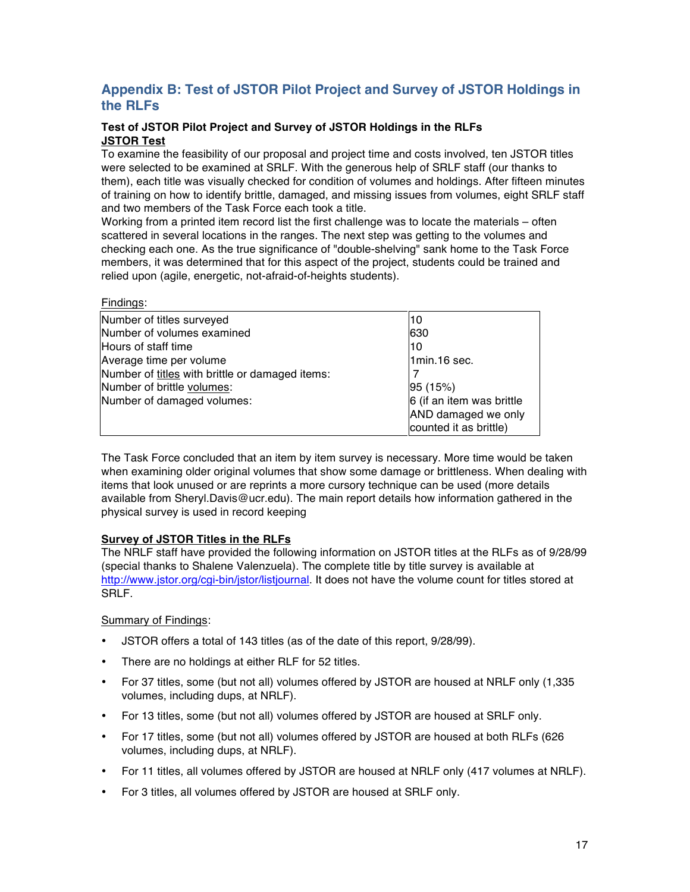## Appendix B: Test of JSTOR Pilot Project and Survey of JSTOR Holdings in the RLFs

**Test of JSTOR Pilot Project and Survey of JSTOR Holdings in the RLFs**
**JSTOR Test**

To examine the feasibility of our proposal and project time and costs involved, ten JSTOR titles were selected to be examined at SRLF. With the generous help of SRLF staff (our thanks to them), each title was visually checked for condition of volumes and holdings. After fifteen minutes of training on how to identify brittle, damaged, and missing issues from volumes, eight SRLF staff and two members of the Task Force each took a title.

Working from a printed item record list the first challenge was to locate the materials – often scattered in several locations in the ranges. The next step was getting to the volumes and checking each one. As the true significance of "double-shelving" sank home to the Task Force members, it was determined that for this aspect of the project, students could be trained and relied upon (agile, energetic, not-afraid-of-heights students).

Findings:

| | |
|---|---|
| Number of titles surveyed | 10 |
| Number of volumes examined | 630 |
| Hours of staff time | 10 |
| Average time per volume | 1min.16 sec. |
| Number of titles with brittle or damaged items: | 7 |
| Number of brittle volumes: | 95 (15%) |
| Number of damaged volumes: | 6 (if an item was brittle AND damaged we only counted it as brittle) |

The Task Force concluded that an item by item survey is necessary. More time would be taken when examining older original volumes that show some damage or brittleness. When dealing with items that look unused or are reprints a more cursory technique can be used (more details available from Sheryl.Davis@ucr.edu). The main report details how information gathered in the physical survey is used in record keeping

**Survey of JSTOR Titles in the RLFs**

The NRLF staff have provided the following information on JSTOR titles at the RLFs as of 9/28/99 (special thanks to Shalene Valenzuela). The complete title by title survey is available at http://www.jstor.org/cgi-bin/jstor/listjournal. It does not have the volume count for titles stored at SRLF.

Summary of Findings:

- JSTOR offers a total of 143 titles (as of the date of this report, 9/28/99).
- There are no holdings at either RLF for 52 titles.
- For 37 titles, some (but not all) volumes offered by JSTOR are housed at NRLF only (1,335 volumes, including dups, at NRLF).
- For 13 titles, some (but not all) volumes offered by JSTOR are housed at SRLF only.
- For 17 titles, some (but not all) volumes offered by JSTOR are housed at both RLFs (626 volumes, including dups, at NRLF).
- For 11 titles, all volumes offered by JSTOR are housed at NRLF only (417 volumes at NRLF).
- For 3 titles, all volumes offered by JSTOR are housed at SRLF only.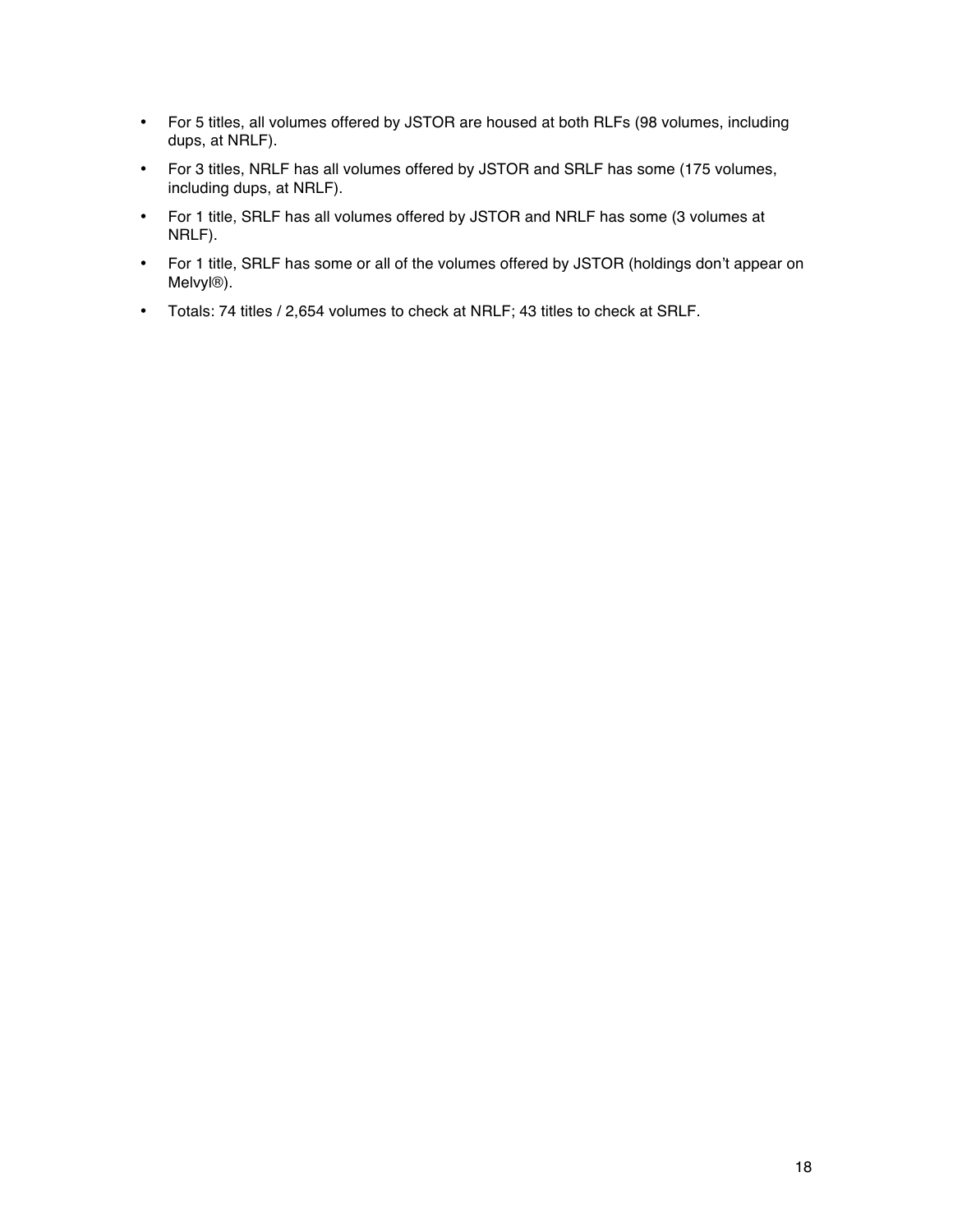- For 5 titles, all volumes offered by JSTOR are housed at both RLFs (98 volumes, including dups, at NRLF).
- For 3 titles, NRLF has all volumes offered by JSTOR and SRLF has some (175 volumes, including dups, at NRLF).
- For 1 title, SRLF has all volumes offered by JSTOR and NRLF has some (3 volumes at NRLF).
- For 1 title, SRLF has some or all of the volumes offered by JSTOR (holdings don't appear on Melvyl®).
- Totals: 74 titles / 2,654 volumes to check at NRLF; 43 titles to check at SRLF.